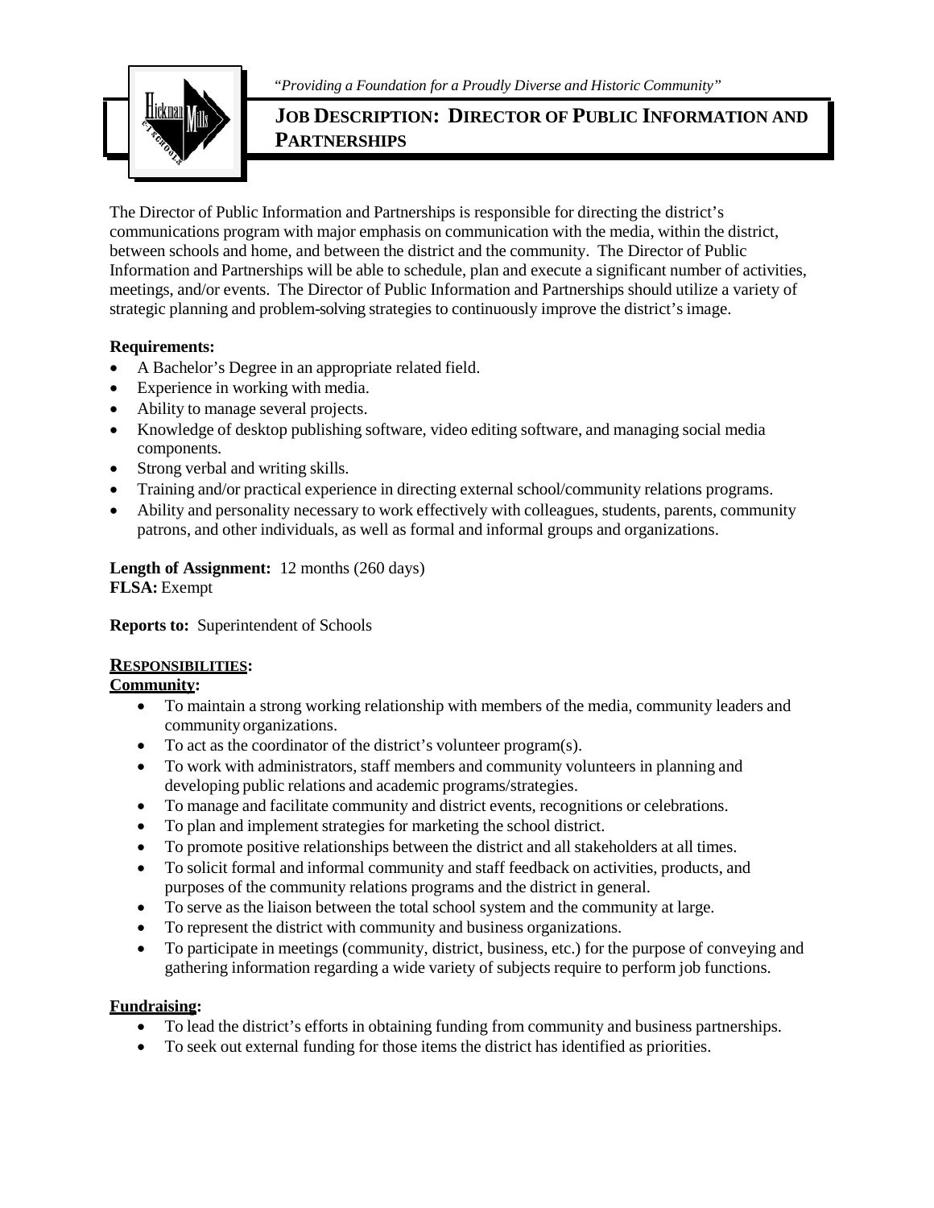*"Providing a Foundation for a Proudly Diverse and Historic Community"*

# JOB DESCRIPTION: DIRECTOR OF PUBLIC INFORMATION AND PARTNERSHIPS

The Director of Public Information and Partnerships is responsible for directing the district's communications program with major emphasis on communication with the media, within the district, between schools and home, and between the district and the community. The Director of Public Information and Partnerships will be able to schedule, plan and execute a significant number of activities, meetings, and/or events. The Director of Public Information and Partnerships should utilize a variety of strategic planning and problem-solving strategies to continuously improve the district's image.

**Requirements:**

- A Bachelor's Degree in an appropriate related field.
- Experience in working with media.
- Ability to manage several projects.
- Knowledge of desktop publishing software, video editing software, and managing social media components.
- Strong verbal and writing skills.
- Training and/or practical experience in directing external school/community relations programs.
- Ability and personality necessary to work effectively with colleagues, students, parents, community patrons, and other individuals, as well as formal and informal groups and organizations.

**Length of Assignment:** 12 months (260 days)
**FLSA:** Exempt

**Reports to:** Superintendent of Schools

## RESPONSIBILITIES:

### Community:

- To maintain a strong working relationship with members of the media, community leaders and community organizations.
- To act as the coordinator of the district's volunteer program(s).
- To work with administrators, staff members and community volunteers in planning and developing public relations and academic programs/strategies.
- To manage and facilitate community and district events, recognitions or celebrations.
- To plan and implement strategies for marketing the school district.
- To promote positive relationships between the district and all stakeholders at all times.
- To solicit formal and informal community and staff feedback on activities, products, and purposes of the community relations programs and the district in general.
- To serve as the liaison between the total school system and the community at large.
- To represent the district with community and business organizations.
- To participate in meetings (community, district, business, etc.) for the purpose of conveying and gathering information regarding a wide variety of subjects require to perform job functions.

### Fundraising:

- To lead the district's efforts in obtaining funding from community and business partnerships.
- To seek out external funding for those items the district has identified as priorities.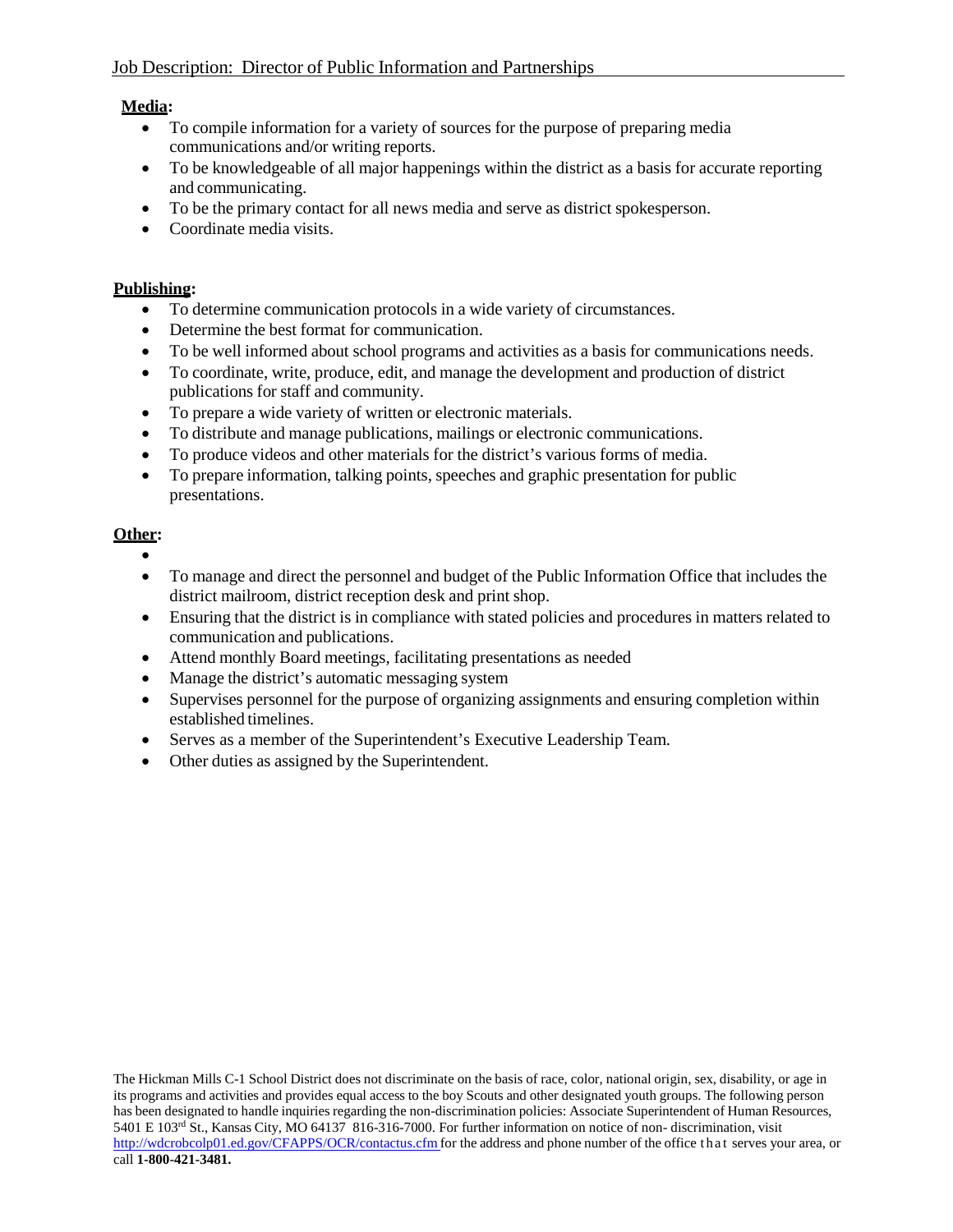**Media:**

- To compile information for a variety of sources for the purpose of preparing media communications and/or writing reports.
- To be knowledgeable of all major happenings within the district as a basis for accurate reporting and communicating.
- To be the primary contact for all news media and serve as district spokesperson.
- Coordinate media visits.

**Publishing:**

- To determine communication protocols in a wide variety of circumstances.
- Determine the best format for communication.
- To be well informed about school programs and activities as a basis for communications needs.
- To coordinate, write, produce, edit, and manage the development and production of district publications for staff and community.
- To prepare a wide variety of written or electronic materials.
- To distribute and manage publications, mailings or electronic communications.
- To produce videos and other materials for the district's various forms of media.
- To prepare information, talking points, speeches and graphic presentation for public presentations.

**Other:**

- 
- To manage and direct the personnel and budget of the Public Information Office that includes the district mailroom, district reception desk and print shop.
- Ensuring that the district is in compliance with stated policies and procedures in matters related to communication and publications.
- Attend monthly Board meetings, facilitating presentations as needed
- Manage the district's automatic messaging system
- Supervises personnel for the purpose of organizing assignments and ensuring completion within established timelines.
- Serves as a member of the Superintendent's Executive Leadership Team.
- Other duties as assigned by the Superintendent.

The Hickman Mills C-1 School District does not discriminate on the basis of race, color, national origin, sex, disability, or age in its programs and activities and provides equal access to the boy Scouts and other designated youth groups. The following person has been designated to handle inquiries regarding the non-discrimination policies: Associate Superintendent of Human Resources, 5401 E 103rd St., Kansas City, MO 64137 816-316-7000. For further information on notice of non- discrimination, visit http://wdcrobcolp01.ed.gov/CFAPPS/OCR/contactus.cfm for the address and phone number of the office that serves your area, or call **1-800-421-3481.**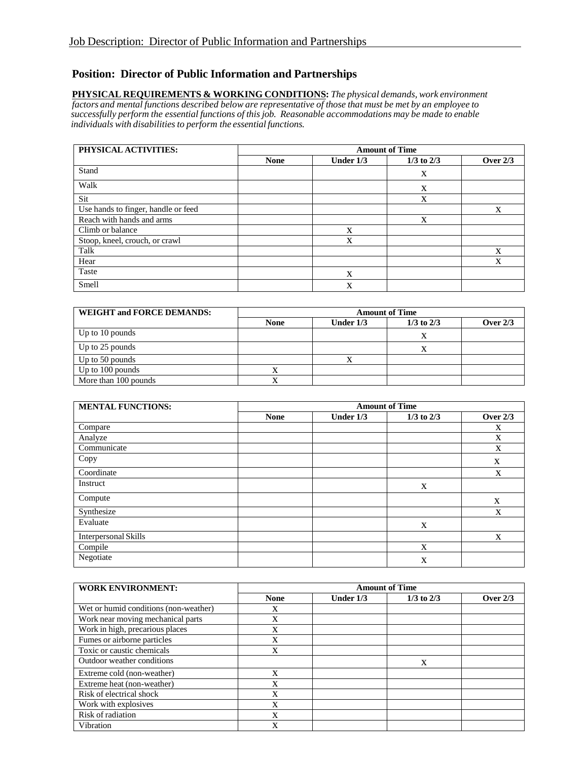## Position: Director of Public Information and Partnerships

**PHYSICAL REQUIREMENTS & WORKING CONDITIONS:** *The physical demands, work environment factors and mental functions described below are representative of those that must be met by an employee to successfully perform the essential functions of this job. Reasonable accommodations may be made to enable individuals with disabilities to perform the essential functions.*

| PHYSICAL ACTIVITIES: | Amount of Time | | | |
|---|---|---|---|---|
| | **None** | **Under 1/3** | **1/3 to 2/3** | **Over 2/3** |
| Stand | | | X | |
| Walk | | | X | |
| Sit | | | X | |
| Use hands to finger, handle or feed | | | | X |
| Reach with hands and arms | | | X | |
| Climb or balance | | X | | |
| Stoop, kneel, crouch, or crawl | | X | | |
| Talk | | | | X |
| Hear | | | | X |
| Taste | | X | | |
| Smell | | X | | |

| WEIGHT and FORCE DEMANDS: | Amount of Time | | | |
|---|---|---|---|---|
| | **None** | **Under 1/3** | **1/3 to 2/3** | **Over 2/3** |
| Up to 10 pounds | | | X | |
| Up to 25 pounds | | | X | |
| Up to 50 pounds | | X | | |
| Up to 100 pounds | X | | | |
| More than 100 pounds | X | | | |

| MENTAL FUNCTIONS: | Amount of Time | | | |
|---|---|---|---|---|
| | **None** | **Under 1/3** | **1/3 to 2/3** | **Over 2/3** |
| Compare | | | | X |
| Analyze | | | | X |
| Communicate | | | | X |
| Copy | | | | X |
| Coordinate | | | | X |
| Instruct | | | X | |
| Compute | | | | X |
| Synthesize | | | | X |
| Evaluate | | | X | |
| Interpersonal Skills | | | | X |
| Compile | | | X | |
| Negotiate | | | X | |

| WORK ENVIRONMENT: | Amount of Time | | | |
|---|---|---|---|---|
| | **None** | **Under 1/3** | **1/3 to 2/3** | **Over 2/3** |
| Wet or humid conditions (non-weather) | X | | | |
| Work near moving mechanical parts | X | | | |
| Work in high, precarious places | X | | | |
| Fumes or airborne particles | X | | | |
| Toxic or caustic chemicals | X | | | |
| Outdoor weather conditions | | | X | |
| Extreme cold (non-weather) | X | | | |
| Extreme heat (non-weather) | X | | | |
| Risk of electrical shock | X | | | |
| Work with explosives | X | | | |
| Risk of radiation | X | | | |
| Vibration | X | | | |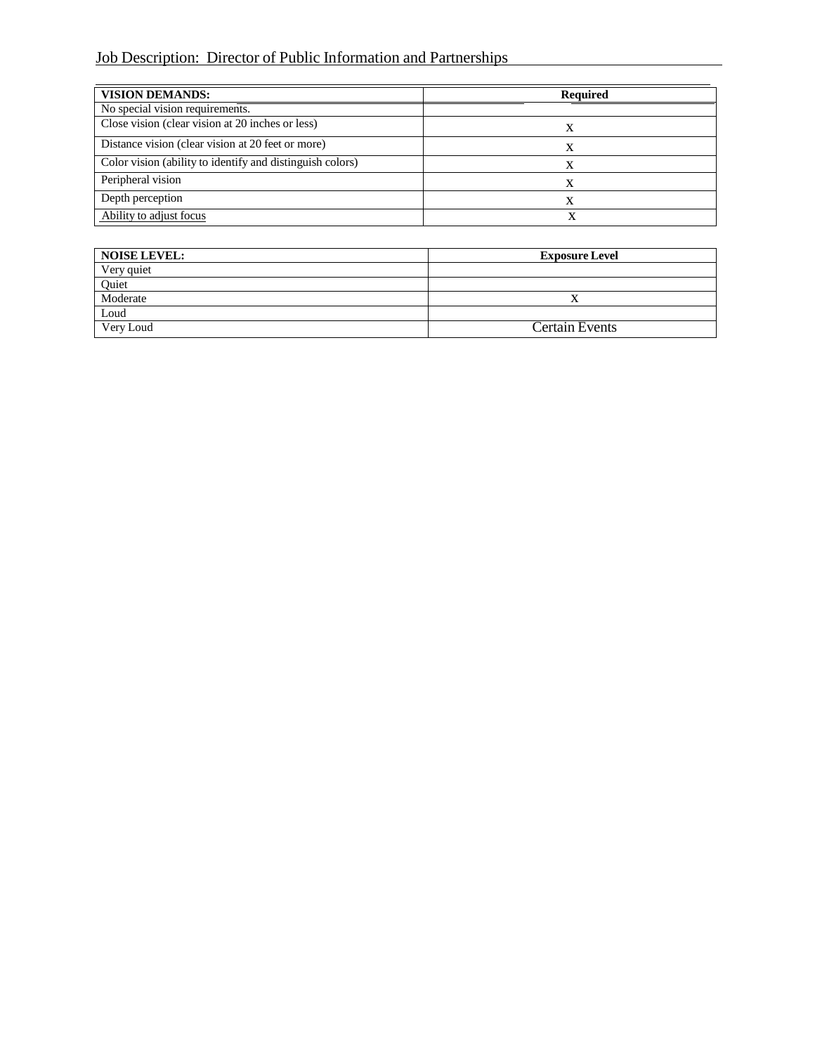| VISION DEMANDS: | Required |
| --- | --- |
| No special vision requirements. | |
| Close vision (clear vision at 20 inches or less) | X |
| Distance vision (clear vision at 20 feet or more) | X |
| Color vision (ability to identify and distinguish colors) | X |
| Peripheral vision | X |
| Depth perception | X |
| Ability to adjust focus | X |

| NOISE LEVEL: | Exposure Level |
| --- | --- |
| Very quiet | |
| Quiet | |
| Moderate | X |
| Loud | |
| Very Loud | Certain Events |